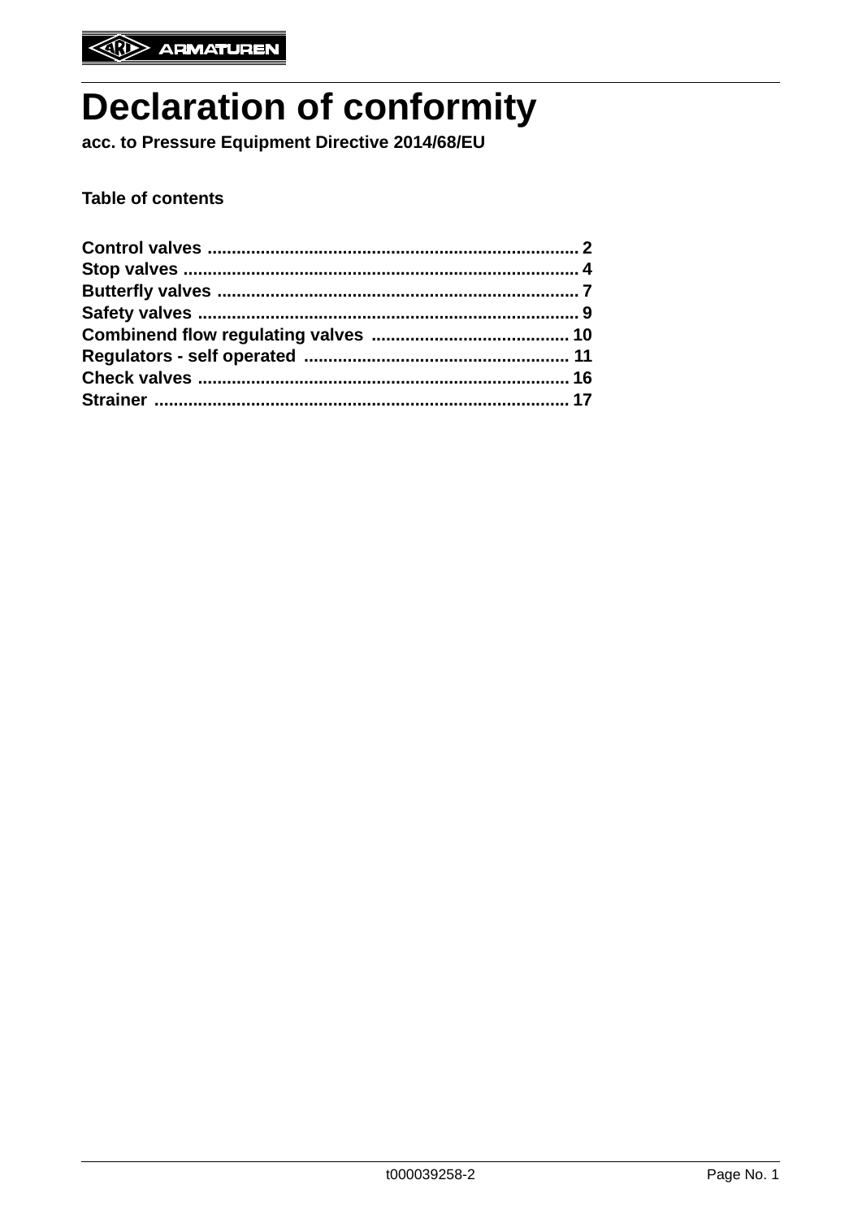# Declaration of conformity

**acc. to Pressure Equipment Directive 2014/68/EU**

**Table of contents**

**Control valves .......................................................................... 2**
**Stop valves ............................................................................... 4**
**Butterfly valves ......................................................................... 7**
**Safety valves ............................................................................ 9**
**Combinend flow regulating valves ........................................ 10**
**Regulators - self operated ..................................................... 11**
**Check valves ........................................................................... 16**
**Strainer ................................................................................... 17**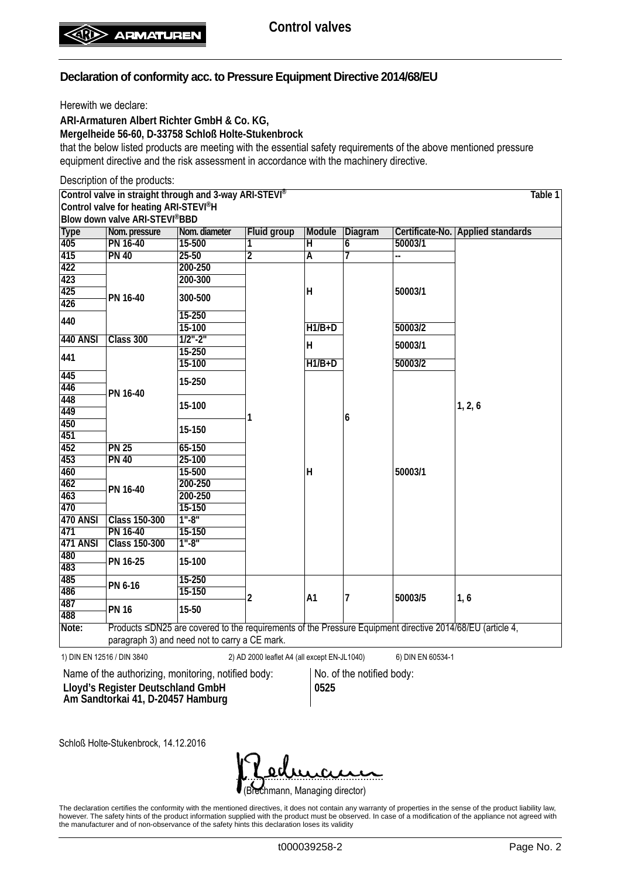## Declaration of conformity acc. to Pressure Equipment Directive 2014/68/EU

Herewith we declare:

**ARI-Armaturen Albert Richter GmbH & Co. KG,**
**Mergelheide 56-60, D-33758 Schloß Holte-Stukenbrock**

that the below listed products are meeting with the essential safety requirements of the above mentioned pressure equipment directive and the risk assessment in accordance with the machinery directive.

Description of the products:

**Control valve in straight through and 3-way ARI-STEVI®**
**Control valve for heating ARI-STEVI®H**
**Blow down valve ARI-STEVI®BBD**

Table 1

| Type | Nom. pressure | Nom. diameter | Fluid group | Module | Diagram | Certificate-No. | Applied standards |
|---|---|---|---|---|---|---|---|
| 405 | PN 16-40 | 15-500 | 1 | H | 6 | 50003/1 | 1, 2, 6 |
| 415 | PN 40 | 25-50 | 2 | A | 7 | -- | 1, 2, 6 |
| 422 | PN 16-40 | 200-250 | 1 | H | 6 | 50003/1 | 1, 2, 6 |
| 423 | PN 16-40 | 200-300 | 1 | H | 6 | 50003/1 | 1, 2, 6 |
| 425 | PN 16-40 | 300-500 | 1 | H | 6 | 50003/1 | 1, 2, 6 |
| 426 | PN 16-40 | 300-500 | 1 | H | 6 | 50003/1 | 1, 2, 6 |
| 440 | PN 16-40 | 15-250 | 1 | H | 6 | 50003/1 | 1, 2, 6 |
| 440 | PN 16-40 | 15-100 | 1 | H1/B+D | 6 | 50003/2 | 1, 2, 6 |
| 440 ANSI | Class 300 | 1/2"-2" | 1 | H | 6 | 50003/1 | 1, 2, 6 |
| 441 | PN 16-40 | 15-250 | 1 | H | 6 | 50003/1 | 1, 2, 6 |
| 441 | PN 16-40 | 15-100 | 1 | H1/B+D | 6 | 50003/2 | 1, 2, 6 |
| 445 | PN 16-40 | 15-250 | 1 | H | 6 | 50003/1 | 1, 2, 6 |
| 446 | PN 16-40 | 15-250 | 1 | H | 6 | 50003/1 | 1, 2, 6 |
| 448 | PN 16-40 | 15-100 | 1 | H | 6 | 50003/1 | 1, 2, 6 |
| 449 | PN 16-40 | 15-100 | 1 | H | 6 | 50003/1 | 1, 2, 6 |
| 450 | PN 16-40 | 15-150 | 1 | H | 6 | 50003/1 | 1, 2, 6 |
| 451 | PN 16-40 | 15-150 | 1 | H | 6 | 50003/1 | 1, 2, 6 |
| 452 | PN 25 | 65-150 | 1 | H | 6 | 50003/1 | 1, 2, 6 |
| 453 | PN 40 | 25-100 | 1 | H | 6 | 50003/1 | 1, 2, 6 |
| 460 | PN 16-40 | 15-500 | 1 | H | 6 | 50003/1 | 1, 2, 6 |
| 462 | PN 16-40 | 200-250 | 1 | H | 6 | 50003/1 | 1, 2, 6 |
| 463 | PN 16-40 | 200-250 | 1 | H | 6 | 50003/1 | 1, 2, 6 |
| 470 | PN 16-40 | 15-150 | 1 | H | 6 | 50003/1 | 1, 2, 6 |
| 470 ANSI | Class 150-300 | 1"-8" | 1 | H | 6 | 50003/1 | 1, 2, 6 |
| 471 | PN 16-40 | 15-150 | 1 | H | 6 | 50003/1 | 1, 2, 6 |
| 471 ANSI | Class 150-300 | 1"-8" | 1 | H | 6 | 50003/1 | 1, 2, 6 |
| 480 | PN 16-25 | 15-100 | 1 | H | 6 | 50003/1 | 1, 2, 6 |
| 483 | PN 16-25 | 15-100 | 1 | H | 6 | 50003/1 | 1, 2, 6 |
| 485 | PN 6-16 | 15-250 | 2 | A1 | 7 | 50003/5 | 1, 6 |
| 486 | PN 6-16 | 15-150 | 2 | A1 | 7 | 50003/5 | 1, 6 |
| 487 | PN 16 | 15-50 | 2 | A1 | 7 | 50003/5 | 1, 6 |
| 488 | PN 16 | 15-50 | 2 | A1 | 7 | 50003/5 | 1, 6 |
| Note: | Products ≤DN25 are covered to the requirements of the Pressure Equipment directive 2014/68/EU (article 4, paragraph 3) and need not to carry a CE mark. | | | | | | |

1) DIN EN 12516 / DIN 3840  2) AD 2000 leaflet A4 (all except EN-JL1040)  6) DIN EN 60534-1

Name of the authorizing, monitoring, notified body:
**Lloyd's Register Deutschland GmbH**
**Am Sandtorkai 41, D-20457 Hamburg**

No. of the notified body:
**0525**

Schloß Holte-Stukenbrock, 14.12.2016

(Brechmann, Managing director)

The declaration certifies the conformity with the mentioned directives, it does not contain any warranty of properties in the sense of the product liability law, however. The safety hints of the product information supplied with the product must be observed. In case of a modification of the appliance not agreed with the manufacturer and of non-observance of the safety hints this declaration loses its validity

t000039258-2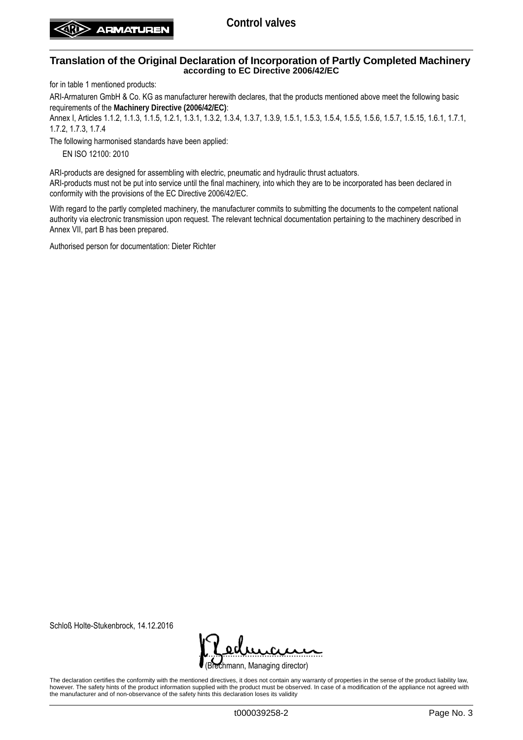## Translation of the Original Declaration of Incorporation of Partly Completed Machinery

### according to EC Directive 2006/42/EC

for in table 1 mentioned products:

ARI-Armaturen GmbH & Co. KG as manufacturer herewith declares, that the products mentioned above meet the following basic requirements of the **Machinery Directive (2006/42/EC)**:

Annex I, Articles 1.1.2, 1.1.3, 1.1.5, 1.2.1, 1.3.1, 1.3.2, 1.3.4, 1.3.7, 1.3.9, 1.5.1, 1.5.3, 1.5.4, 1.5.5, 1.5.6, 1.5.7, 1.5.15, 1.6.1, 1.7.1, 1.7.2, 1.7.3, 1.7.4

The following harmonised standards have been applied:

EN ISO 12100: 2010

ARI-products are designed for assembling with electric, pneumatic and hydraulic thrust actuators.
ARI-products must not be put into service until the final machinery, into which they are to be incorporated has been declared in conformity with the provisions of the EC Directive 2006/42/EC.

With regard to the partly completed machinery, the manufacturer commits to submitting the documents to the competent national authority via electronic transmission upon request. The relevant technical documentation pertaining to the machinery described in Annex VII, part B has been prepared.

Authorised person for documentation: Dieter Richter

Schloß Holte-Stukenbrock, 14.12.2016

(Brechmann, Managing director)

The declaration certifies the conformity with the mentioned directives, it does not contain any warranty of properties in the sense of the product liability law, however. The safety hints of the product information supplied with the product must be observed. In case of a modification of the appliance not agreed with the manufacturer and of non-observance of the safety hints this declaration loses its validity

t000039258-2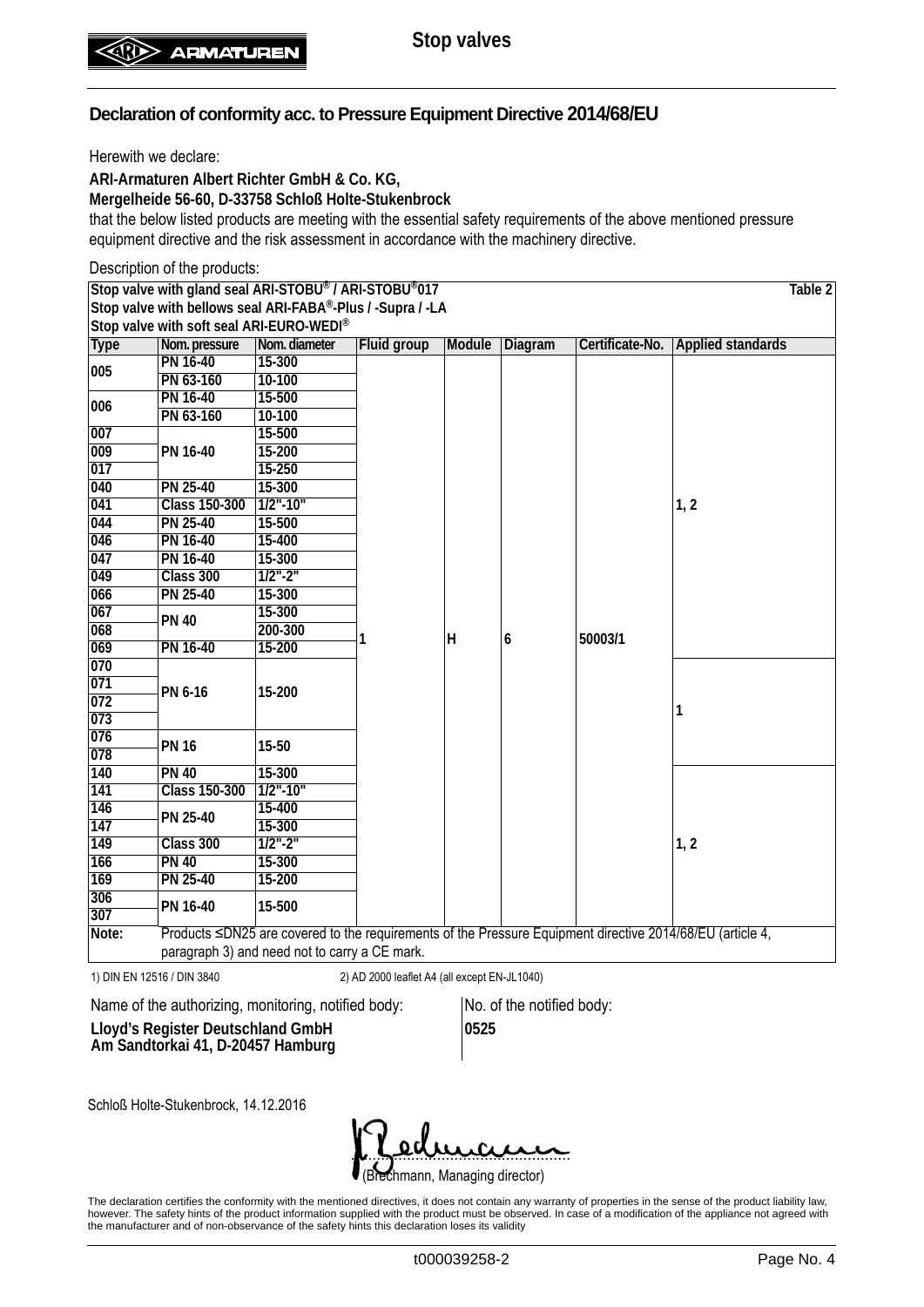## Declaration of conformity acc. to Pressure Equipment Directive 2014/68/EU

Herewith we declare:

**ARI-Armaturen Albert Richter GmbH & Co. KG,**
**Mergelheide 56-60, D-33758 Schloß Holte-Stukenbrock**

that the below listed products are meeting with the essential safety requirements of the above mentioned pressure equipment directive and the risk assessment in accordance with the machinery directive.

Description of the products:

**Stop valve with gland seal ARI-STOBU® / ARI-STOBU®017**
**Stop valve with bellows seal ARI-FABA®-Plus / -Supra / -LA**
**Stop valve with soft seal ARI-EURO-WEDI®**

Table 2

| Type | Nom. pressure | Nom. diameter | Fluid group | Module | Diagram | Certificate-No. | Applied standards |
|---|---|---|---|---|---|---|---|
| 005 | PN 16-40 | 15-300 | 1 | H | 6 | 50003/1 | 1, 2 |
| | PN 63-160 | 10-100 | | | | | |
| 006 | PN 16-40 | 15-500 | | | | | |
| | PN 63-160 | 10-100 | | | | | |
| 007 | PN 16-40 | 15-500 | | | | | |
| 009 | | 15-200 | | | | | |
| 017 | | 15-250 | | | | | |
| 040 | PN 25-40 | 15-300 | | | | | |
| 041 | Class 150-300 | 1/2"-10" | | | | | |
| 044 | PN 25-40 | 15-500 | | | | | |
| 046 | PN 16-40 | 15-400 | | | | | |
| 047 | PN 16-40 | 15-300 | | | | | |
| 049 | Class 300 | 1/2"-2" | | | | | |
| 066 | PN 25-40 | 15-300 | | | | | |
| 067 | PN 40 | 15-300 | | | | | |
| 068 | | 200-300 | | | | | |
| 069 | PN 16-40 | 15-200 | | | | | |
| 070 | PN 6-16 | 15-200 | | | | | 1 |
| 071 | | | | | | | |
| 072 | | | | | | | |
| 073 | | | | | | | |
| 076 | PN 16 | 15-50 | | | | | |
| 078 | | | | | | | |
| 140 | PN 40 | 15-300 | | | | | 1, 2 |
| 141 | Class 150-300 | 1/2"-10" | | | | | |
| 146 | PN 25-40 | 15-400 | | | | | |
| 147 | | 15-300 | | | | | |
| 149 | Class 300 | 1/2"-2" | | | | | |
| 166 | PN 40 | 15-300 | | | | | |
| 169 | PN 25-40 | 15-200 | | | | | |
| 306 | PN 16-40 | 15-500 | | | | | |
| 307 | | | | | | | |
| Note: | Products ≤DN25 are covered to the requirements of the Pressure Equipment directive 2014/68/EU (article 4, paragraph 3) and need not to carry a CE mark. | | | | | | |

1) DIN EN 12516 / DIN 3840   2) AD 2000 leaflet A4 (all except EN-JL1040)

Name of the authorizing, monitoring, notified body:
**Lloyd's Register Deutschland GmbH**
**Am Sandtorkai 41, D-20457 Hamburg**

No. of the notified body:
**0525**

Schloß Holte-Stukenbrock, 14.12.2016

(Brechmann, Managing director)

The declaration certifies the conformity with the mentioned directives, it does not contain any warranty of properties in the sense of the product liability law, however. The safety hints of the product information supplied with the product must be observed. In case of a modification of the appliance not agreed with the manufacturer and of non-observance of the safety hints this declaration loses its validity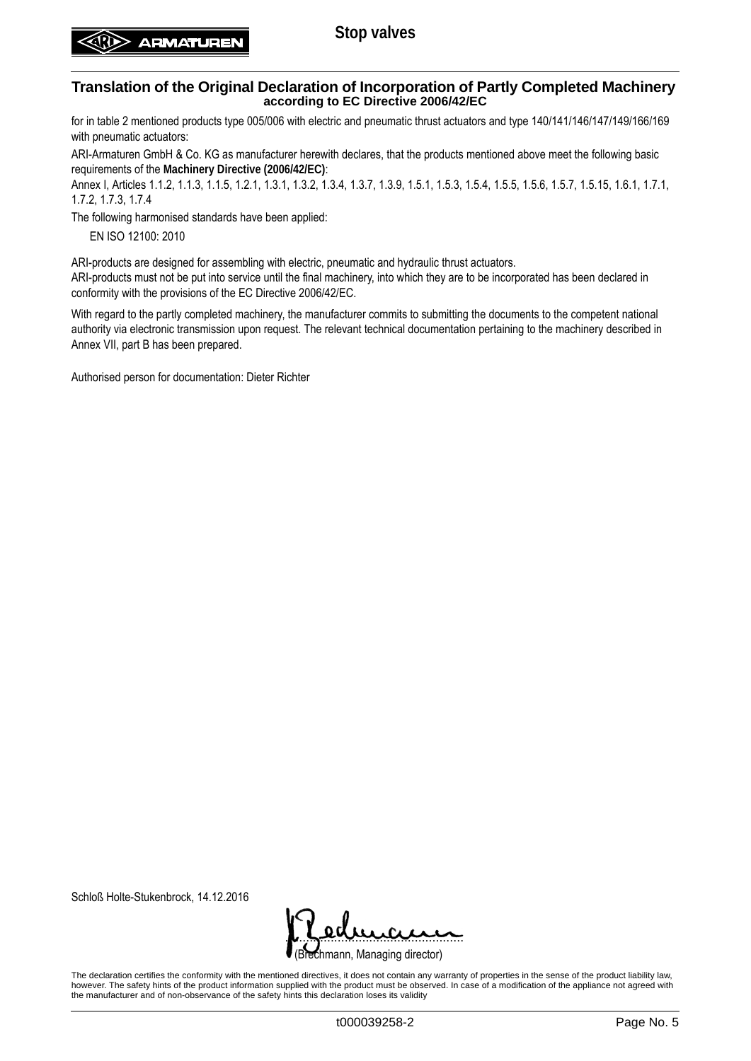## Translation of the Original Declaration of Incorporation of Partly Completed Machinery

**according to EC Directive 2006/42/EC**

for in table 2 mentioned products type 005/006 with electric and pneumatic thrust actuators and type 140/141/146/147/149/166/169 with pneumatic actuators:

ARI-Armaturen GmbH & Co. KG as manufacturer herewith declares, that the products mentioned above meet the following basic requirements of the **Machinery Directive (2006/42/EC)**:

Annex I, Articles 1.1.2, 1.1.3, 1.1.5, 1.2.1, 1.3.1, 1.3.2, 1.3.4, 1.3.7, 1.3.9, 1.5.1, 1.5.3, 1.5.4, 1.5.5, 1.5.6, 1.5.7, 1.5.15, 1.6.1, 1.7.1, 1.7.2, 1.7.3, 1.7.4

The following harmonised standards have been applied:

EN ISO 12100: 2010

ARI-products are designed for assembling with electric, pneumatic and hydraulic thrust actuators.

ARI-products must not be put into service until the final machinery, into which they are to be incorporated has been declared in conformity with the provisions of the EC Directive 2006/42/EC.

With regard to the partly completed machinery, the manufacturer commits to submitting the documents to the competent national authority via electronic transmission upon request. The relevant technical documentation pertaining to the machinery described in Annex VII, part B has been prepared.

Authorised person for documentation: Dieter Richter

Schloß Holte-Stukenbrock, 14.12.2016

(Brechmann, Managing director)

The declaration certifies the conformity with the mentioned directives, it does not contain any warranty of properties in the sense of the product liability law, however. The safety hints of the product information supplied with the product must be observed. In case of a modification of the appliance not agreed with the manufacturer and of non-observance of the safety hints this declaration loses its validity

t000039258-2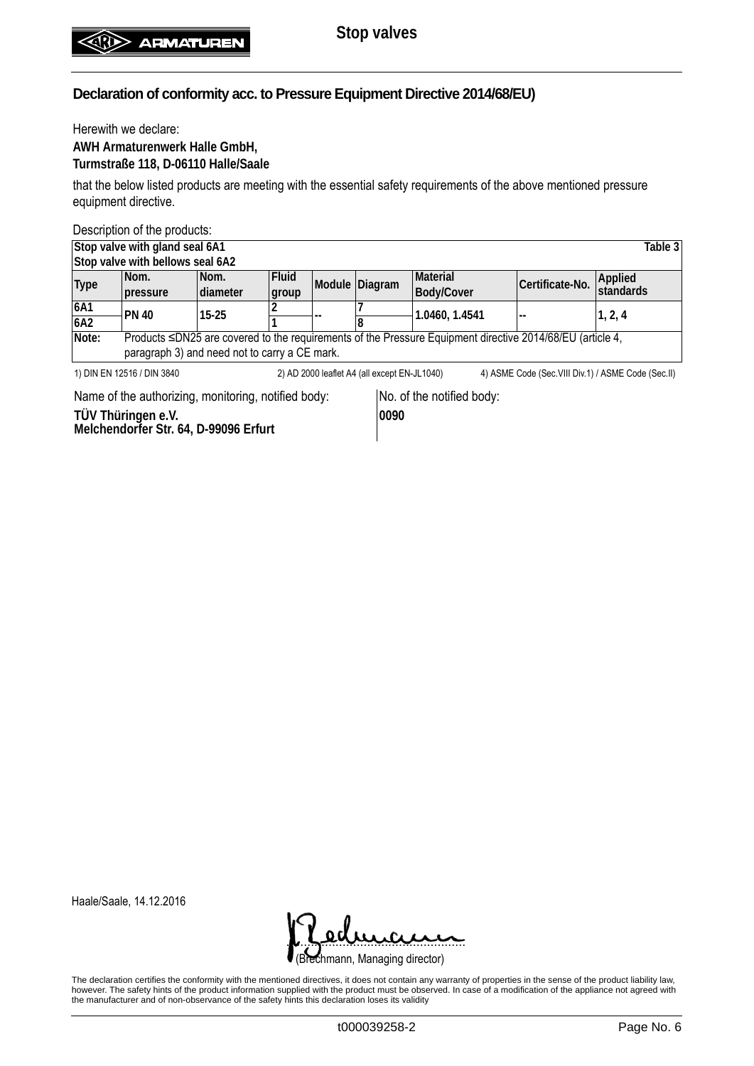## Declaration of conformity acc. to Pressure Equipment Directive 2014/68/EU)

Herewith we declare:
**AWH Armaturenwerk Halle GmbH,**
**Turmstraße 118, D-06110 Halle/Saale**

that the below listed products are meeting with the essential safety requirements of the above mentioned pressure equipment directive.

Description of the products:

| **Stop valve with gland seal 6A1**<br>**Stop valve with bellows seal 6A2** | | | | | | | | **Table 3** |
|---|---|---|---|---|---|---|---|---|
| **Type** | **Nom. pressure** | **Nom. diameter** | **Fluid group** | **Module** | **Diagram** | **Material Body/Cover** | **Certificate-No.** | **Applied standards** |
| **6A1** | **PN 40** | **15-25** | **2** | **--** | **7** | **1.0460, 1.4541** | **--** | **1, 2, 4** |
| **6A2** | | | **1** | | **8** | | | |
| **Note:** | Products ≤DN25 are covered to the requirements of the Pressure Equipment directive 2014/68/EU (article 4, paragraph 3) and need not to carry a CE mark. | | | | | | | |

1) DIN EN 12516 / DIN 3840 2) AD 2000 leaflet A4 (all except EN-JL1040) 4) ASME Code (Sec.VIII Div.1) / ASME Code (Sec.II)

Name of the authorizing, monitoring, notified body:
**TÜV Thüringen e.V.**
**Melchendorfer Str. 64, D-99096 Erfurt**

No. of the notified body:
**0090**

Haale/Saale, 14.12.2016

(Brechmann, Managing director)

The declaration certifies the conformity with the mentioned directives, it does not contain any warranty of properties in the sense of the product liability law, however. The safety hints of the product information supplied with the product must be observed. In case of a modification of the appliance not agreed with the manufacturer and of non-observance of the safety hints this declaration loses its validity

t000039258-2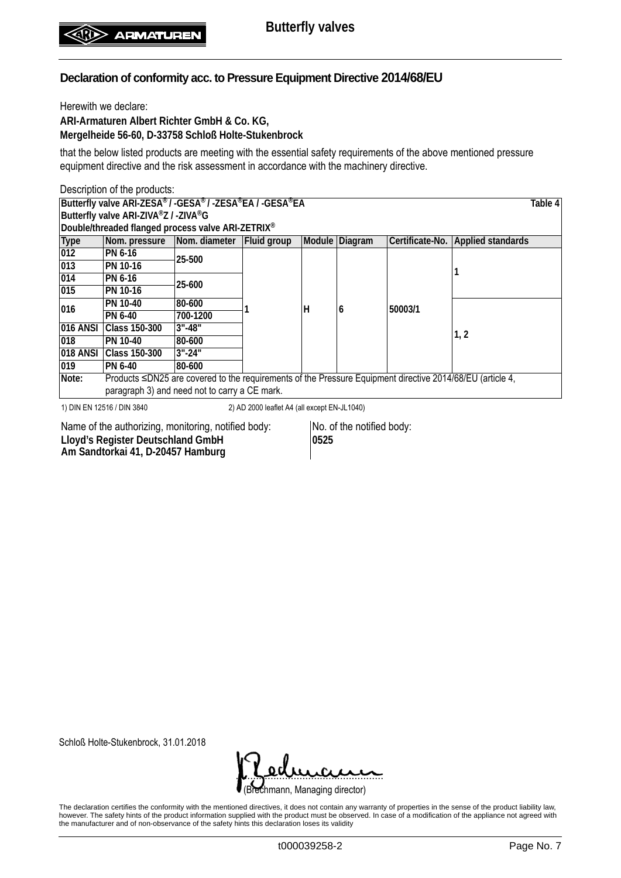## Declaration of conformity acc. to Pressure Equipment Directive 2014/68/EU

Herewith we declare:

**ARI-Armaturen Albert Richter GmbH & Co. KG,**
**Mergelheide 56-60, D-33758 Schloß Holte-Stukenbrock**

that the below listed products are meeting with the essential safety requirements of the above mentioned pressure equipment directive and the risk assessment in accordance with the machinery directive.

Description of the products:

**Butterfly valve ARI-ZESA® / -GESA® / -ZESA®EA / -GESA®EA** — **Table 4**
**Butterfly valve ARI-ZIVA®Z / -ZIVA®G**
**Double/threaded flanged process valve ARI-ZETRIX®**

| Type | Nom. pressure | Nom. diameter | Fluid group | Module | Diagram | Certificate-No. | Applied standards |
|---|---|---|---|---|---|---|---|
| 012 | PN 6-16 | 25-500 | 1 | H | 6 | 50003/1 | 1 |
| 013 | PN 10-16 | 25-500 | 1 | H | 6 | 50003/1 | 1 |
| 014 | PN 6-16 | 25-600 | 1 | H | 6 | 50003/1 | 1 |
| 015 | PN 10-16 | 25-600 | 1 | H | 6 | 50003/1 | 1 |
| 016 | PN 10-40 | 80-600 | 1 | H | 6 | 50003/1 | 1, 2 |
| 016 | PN 6-40 | 700-1200 | 1 | H | 6 | 50003/1 | 1, 2 |
| 016 ANSI | Class 150-300 | 3"-48" | 1 | H | 6 | 50003/1 | 1, 2 |
| 018 | PN 10-40 | 80-600 | 1 | H | 6 | 50003/1 | 1, 2 |
| 018 ANSI | Class 150-300 | 3"-24" | 1 | H | 6 | 50003/1 | 1, 2 |
| 019 | PN 6-40 | 80-600 | 1 | H | 6 | 50003/1 | 1, 2 |
| **Note:** | Products ≤DN25 are covered to the requirements of the Pressure Equipment directive 2014/68/EU (article 4, paragraph 3) and need not to carry a CE mark. | | | | | | |

1) DIN EN 12516 / DIN 3840    2) AD 2000 leaflet A4 (all except EN-JL1040)

Name of the authorizing, monitoring, notified body:
**Lloyd's Register Deutschland GmbH**
**Am Sandtorkai 41, D-20457 Hamburg**

No. of the notified body:
**0525**

Schloß Holte-Stukenbrock, 31.01.2018

(Brechmann, Managing director)

The declaration certifies the conformity with the mentioned directives, it does not contain any warranty of properties in the sense of the product liability law, however. The safety hints of the product information supplied with the product must be observed. In case of a modification of the appliance not agreed with the manufacturer and of non-observance of the safety hints this declaration loses its validity

t000039258-2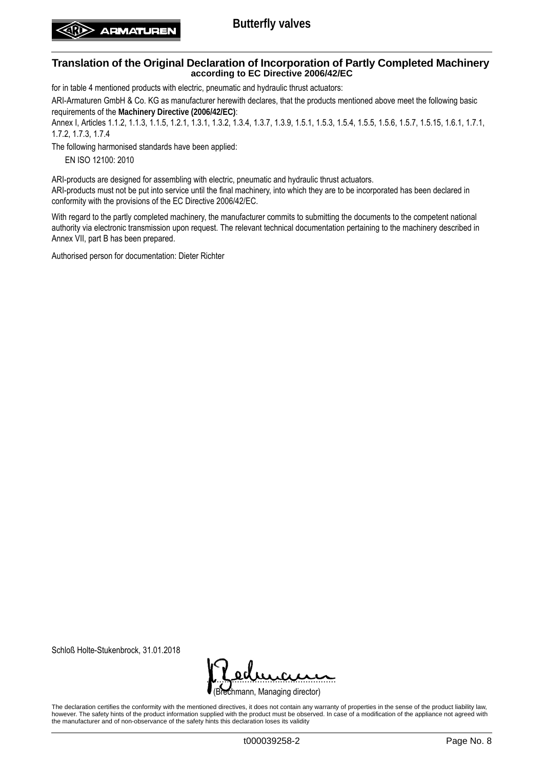## Translation of the Original Declaration of Incorporation of Partly Completed Machinery

**according to EC Directive 2006/42/EC**

for in table 4 mentioned products with electric, pneumatic and hydraulic thrust actuators:

ARI-Armaturen GmbH & Co. KG as manufacturer herewith declares, that the products mentioned above meet the following basic requirements of the **Machinery Directive (2006/42/EC)**:

Annex I, Articles 1.1.2, 1.1.3, 1.1.5, 1.2.1, 1.3.1, 1.3.2, 1.3.4, 1.3.7, 1.3.9, 1.5.1, 1.5.3, 1.5.4, 1.5.5, 1.5.6, 1.5.7, 1.5.15, 1.6.1, 1.7.1, 1.7.2, 1.7.3, 1.7.4

The following harmonised standards have been applied:

EN ISO 12100: 2010

ARI-products are designed for assembling with electric, pneumatic and hydraulic thrust actuators.
ARI-products must not be put into service until the final machinery, into which they are to be incorporated has been declared in conformity with the provisions of the EC Directive 2006/42/EC.

With regard to the partly completed machinery, the manufacturer commits to submitting the documents to the competent national authority via electronic transmission upon request. The relevant technical documentation pertaining to the machinery described in Annex VII, part B has been prepared.

Authorised person for documentation: Dieter Richter

Schloß Holte-Stukenbrock, 31.01.2018

(Brechmann, Managing director)

The declaration certifies the conformity with the mentioned directives, it does not contain any warranty of properties in the sense of the product liability law, however. The safety hints of the product information supplied with the product must be observed. In case of a modification of the appliance not agreed with the manufacturer and of non-observance of the safety hints this declaration loses its validity

t000039258-2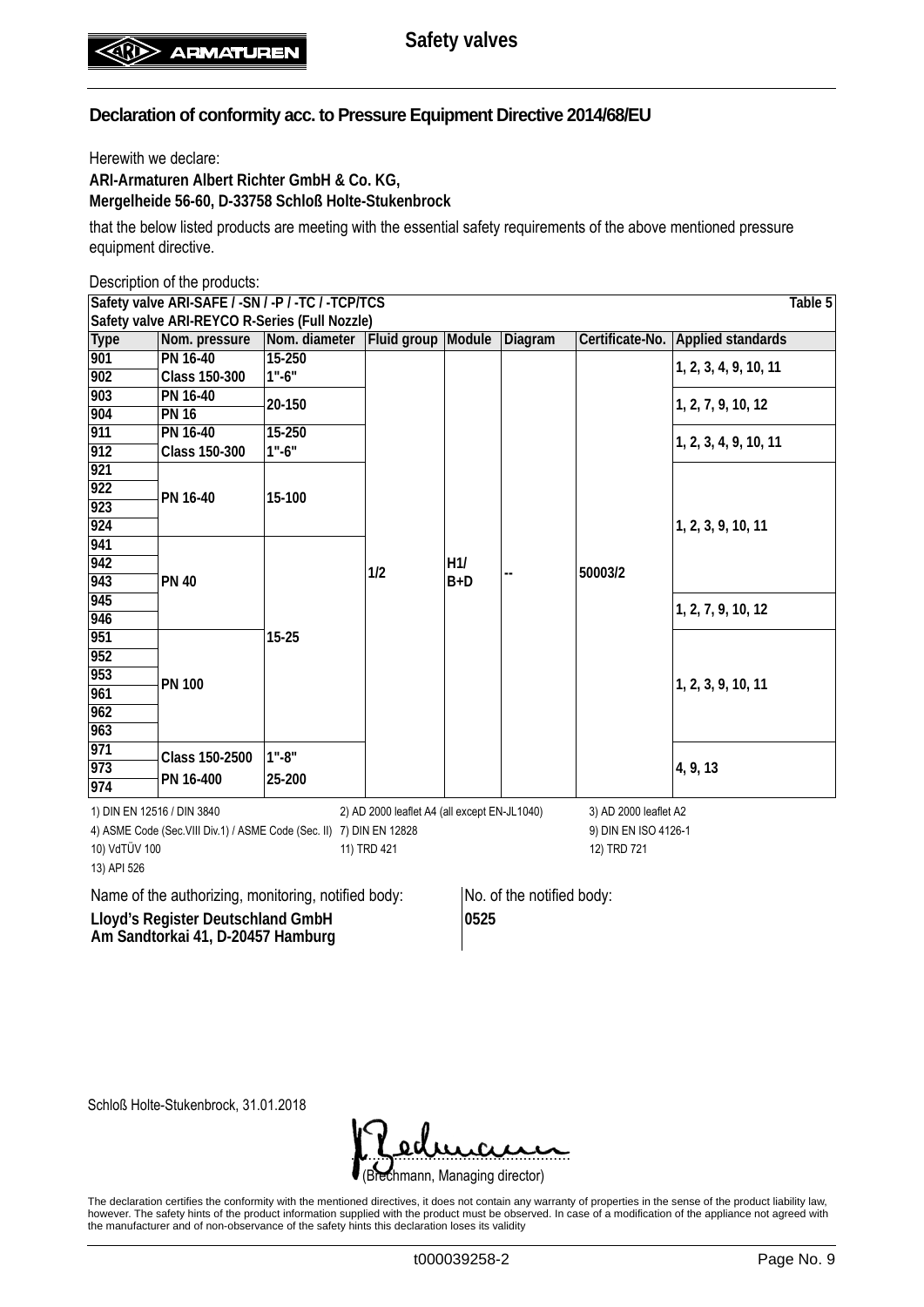## Declaration of conformity acc. to Pressure Equipment Directive 2014/68/EU

Herewith we declare:

**ARI-Armaturen Albert Richter GmbH & Co. KG,**
**Mergelheide 56-60, D-33758 Schloß Holte-Stukenbrock**

that the below listed products are meeting with the essential safety requirements of the above mentioned pressure equipment directive.

Description of the products:

**Safety valve ARI-SAFE / -SN / -P / -TC / -TCP/TCS** — Table 5
**Safety valve ARI-REYCO R-Series (Full Nozzle)**

| Type | Nom. pressure | Nom. diameter | Fluid group | Module | Diagram | Certificate-No. | Applied standards |
|---|---|---|---|---|---|---|---|
| 901 | PN 16-40 | 15-250 | 1/2 | H1/ B+D | -- | 50003/2 | 1, 2, 3, 4, 9, 10, 11 |
| 902 | Class 150-300 | 1"-6" | | | | | |
| 903 | PN 16-40 | 20-150 | | | | | 1, 2, 7, 9, 10, 12 |
| 904 | PN 16 | | | | | | |
| 911 | PN 16-40 | 15-250 | | | | | 1, 2, 3, 4, 9, 10, 11 |
| 912 | Class 150-300 | 1"-6" | | | | | |
| 921 | PN 16-40 | 15-100 | | | | | 1, 2, 3, 9, 10, 11 |
| 922 | | | | | | | |
| 923 | | | | | | | |
| 924 | | | | | | | |
| 941 | PN 40 | 15-25 | | | | | |
| 942 | | | | | | | |
| 943 | | | | | | | |
| 945 | | | | | | | 1, 2, 7, 9, 10, 12 |
| 946 | | | | | | | |
| 951 | PN 100 | | | | | | 1, 2, 3, 9, 10, 11 |
| 952 | | | | | | | |
| 953 | | | | | | | |
| 961 | | | | | | | |
| 962 | | | | | | | |
| 963 | | | | | | | |
| 971 | Class 150-2500 | 1"-8" | | | | | 4, 9, 13 |
| 973 | PN 16-400 | 25-200 | | | | | |
| 974 | | | | | | | |

1) DIN EN 12516 / DIN 3840
2) AD 2000 leaflet A4 (all except EN-JL1040)
3) AD 2000 leaflet A2
4) ASME Code (Sec.VIII Div.1) / ASME Code (Sec. II)
7) DIN EN 12828
9) DIN EN ISO 4126-1
10) VdTÜV 100
11) TRD 421
12) TRD 721
13) API 526

Name of the authorizing, monitoring, notified body:
**Lloyd's Register Deutschland GmbH**
**Am Sandtorkai 41, D-20457 Hamburg**

No. of the notified body:
**0525**

Schloß Holte-Stukenbrock, 31.01.2018

(Brechmann, Managing director)

The declaration certifies the conformity with the mentioned directives, it does not contain any warranty of properties in the sense of the product liability law, however. The safety hints of the product information supplied with the product must be observed. In case of a modification of the appliance not agreed with the manufacturer and of non-observance of the safety hints this declaration loses its validity

t000039258-2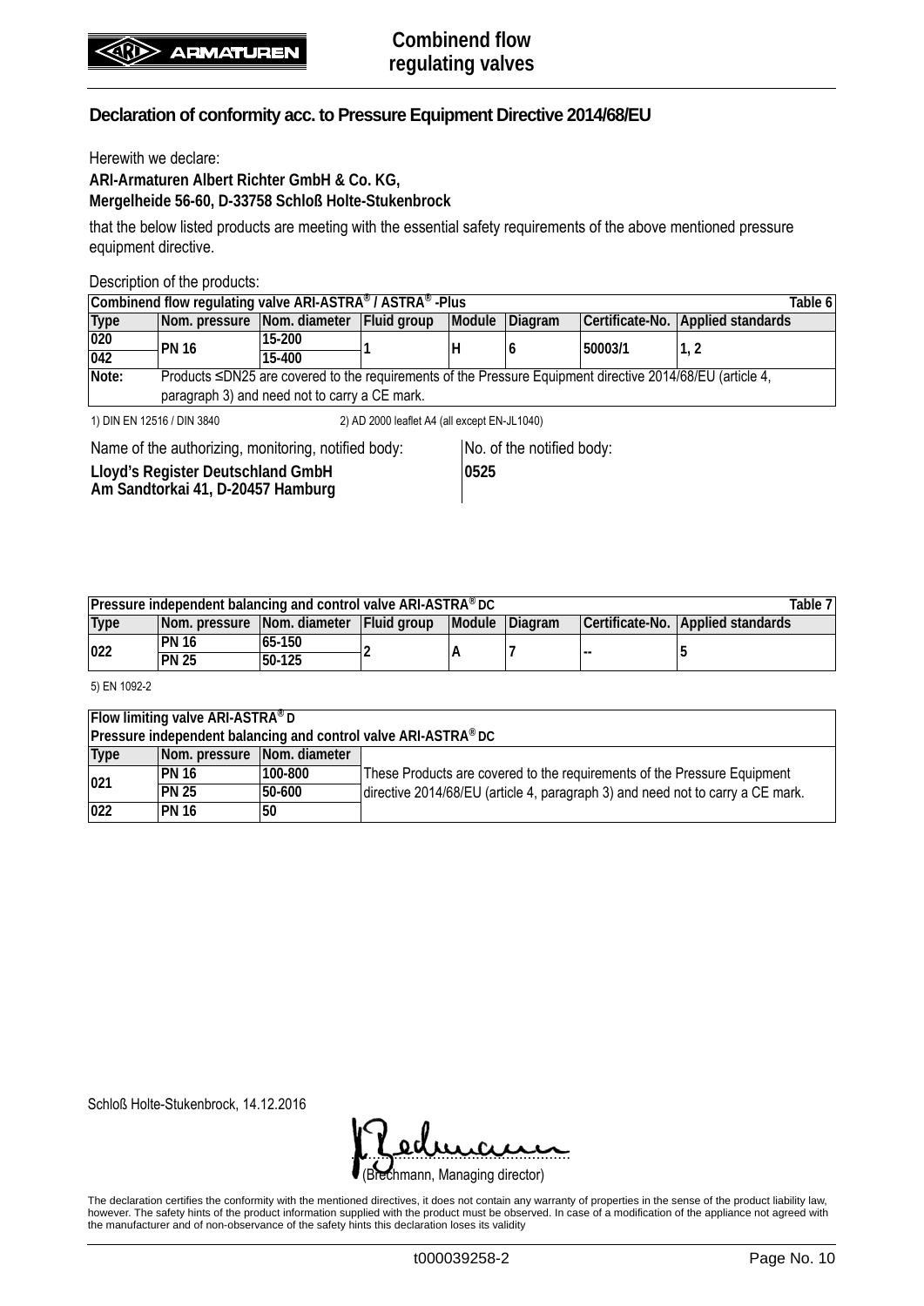## Declaration of conformity acc. to Pressure Equipment Directive 2014/68/EU

Herewith we declare:

**ARI-Armaturen Albert Richter GmbH & Co. KG,**
**Mergelheide 56-60, D-33758 Schloß Holte-Stukenbrock**

that the below listed products are meeting with the essential safety requirements of the above mentioned pressure equipment directive.

Description of the products:

| Combinend flow regulating valve ARI-ASTRA® / ASTRA® -Plus | | | | | | | Table 6 |
|---|---|---|---|---|---|---|---|
| **Type** | **Nom. pressure** | **Nom. diameter** | **Fluid group** | **Module** | **Diagram** | **Certificate-No.** | **Applied standards** |
| **020** | **PN 16** | **15-200** | **1** | **H** | **6** | **50003/1** | **1, 2** |
| **042** | | **15-400** | | | | | |
| **Note:** | Products ≤DN25 are covered to the requirements of the Pressure Equipment directive 2014/68/EU (article 4, paragraph 3) and need not to carry a CE mark. | | | | | | |

1) DIN EN 12516 / DIN 3840    2) AD 2000 leaflet A4 (all except EN-JL1040)

Name of the authorizing, monitoring, notified body:
**Lloyd's Register Deutschland GmbH**
**Am Sandtorkai 41, D-20457 Hamburg**

No. of the notified body:
**0525**

| Pressure independent balancing and control valve ARI-ASTRA® DC | | | | | | | Table 7 |
|---|---|---|---|---|---|---|---|
| **Type** | **Nom. pressure** | **Nom. diameter** | **Fluid group** | **Module** | **Diagram** | **Certificate-No.** | **Applied standards** |
| **022** | **PN 16** | **65-150** | **2** | **A** | **7** | **--** | **5** |
| | **PN 25** | **50-125** | | | | | |

5) EN 1092-2

| Flow limiting valve ARI-ASTRA® D<br>Pressure independent balancing and control valve ARI-ASTRA® DC | | | |
|---|---|---|---|
| **Type** | **Nom. pressure** | **Nom. diameter** | |
| **021** | **PN 16** | **100-800** | These Products are covered to the requirements of the Pressure Equipment directive 2014/68/EU (article 4, paragraph 3) and need not to carry a CE mark. |
| | **PN 25** | **50-600** | |
| **022** | **PN 16** | **50** | |

Schloß Holte-Stukenbrock, 14.12.2016

(Brechmann, Managing director)

The declaration certifies the conformity with the mentioned directives, it does not contain any warranty of properties in the sense of the product liability law, however. The safety hints of the product information supplied with the product must be observed. In case of a modification of the appliance not agreed with the manufacturer and of non-observance of the safety hints this declaration loses its validity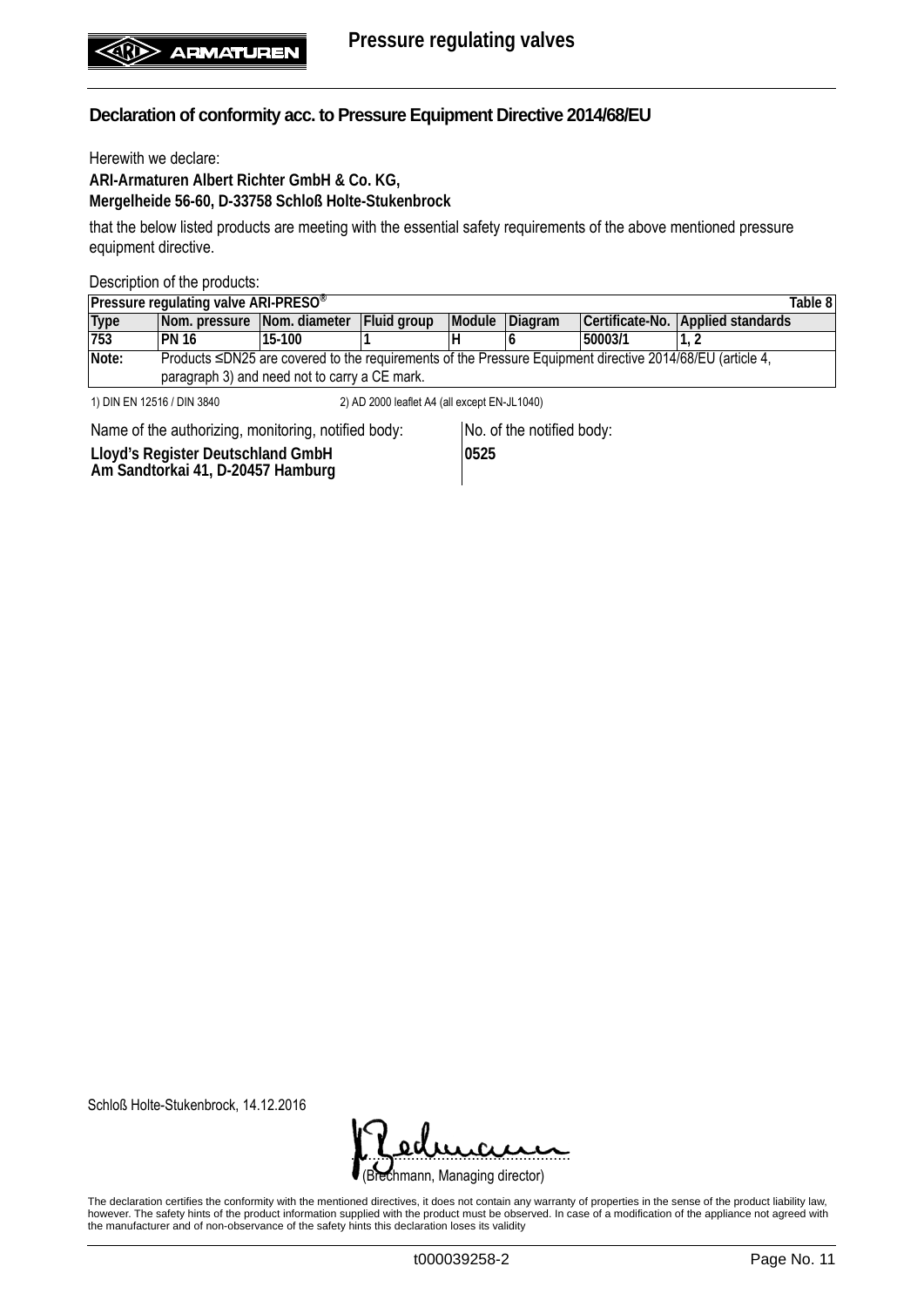## Declaration of conformity acc. to Pressure Equipment Directive 2014/68/EU

Herewith we declare:
**ARI-Armaturen Albert Richter GmbH & Co. KG,**
**Mergelheide 56-60, D-33758 Schloß Holte-Stukenbrock**

that the below listed products are meeting with the essential safety requirements of the above mentioned pressure equipment directive.

Description of the products:

| Pressure regulating valve ARI-PRESO® | | | | | | | Table 8 |
|---|---|---|---|---|---|---|---|
| **Type** | **Nom. pressure** | **Nom. diameter** | **Fluid group** | **Module** | **Diagram** | **Certificate-No.** | **Applied standards** |
| **753** | **PN 16** | **15-100** | **1** | **H** | **6** | **50003/1** | **1, 2** |
| **Note:** | Products ≤DN25 are covered to the requirements of the Pressure Equipment directive 2014/68/EU (article 4, paragraph 3) and need not to carry a CE mark. | | | | | | |

1) DIN EN 12516 / DIN 3840 2) AD 2000 leaflet A4 (all except EN-JL1040)

| Name of the authorizing, monitoring, notified body: | No. of the notified body: |
|---|---|
| **Lloyd's Register Deutschland GmbH**<br>**Am Sandtorkai 41, D-20457 Hamburg** | **0525** |

Schloß Holte-Stukenbrock, 14.12.2016

(Brechmann, Managing director)

The declaration certifies the conformity with the mentioned directives, it does not contain any warranty of properties in the sense of the product liability law, however. The safety hints of the product information supplied with the product must be observed. In case of a modification of the appliance not agreed with the manufacturer and of non-observance of the safety hints this declaration loses its validity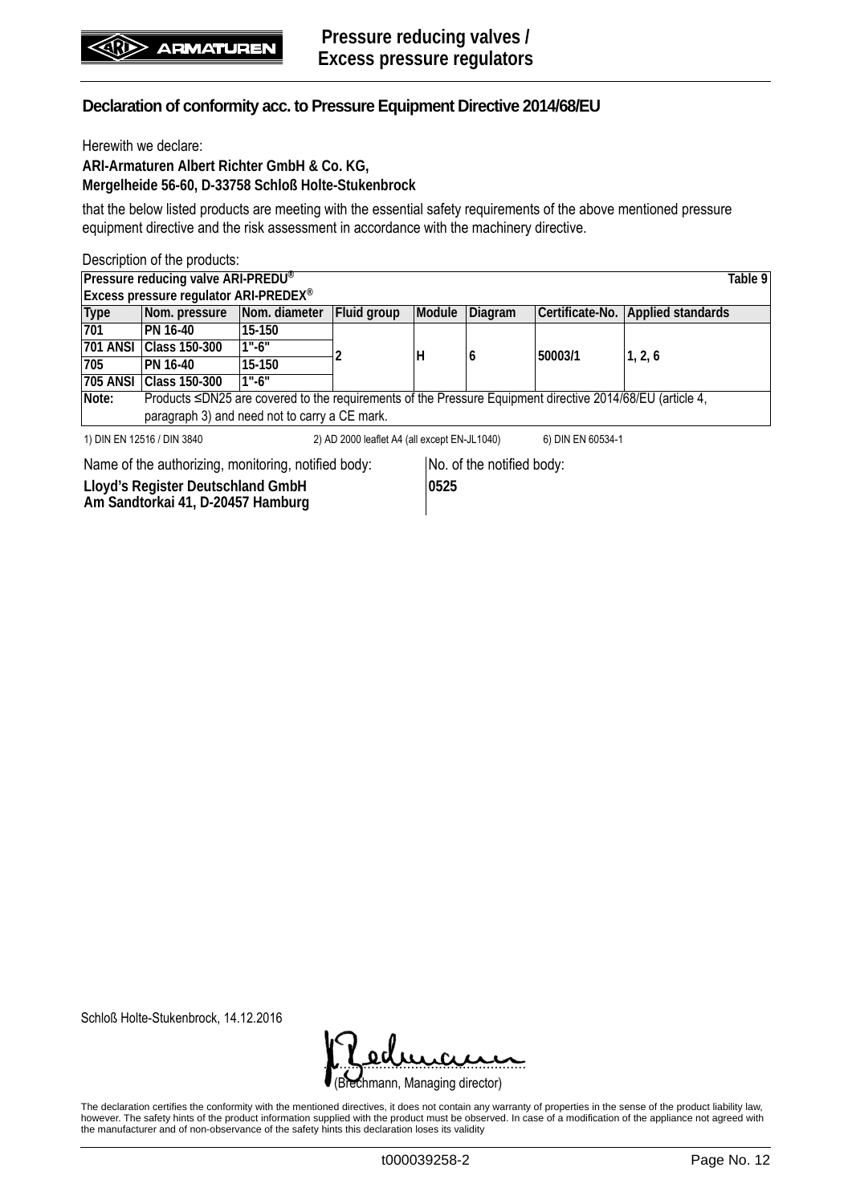# Pressure reducing valves / Excess pressure regulators

## Declaration of conformity acc. to Pressure Equipment Directive 2014/68/EU

Herewith we declare:

**ARI-Armaturen Albert Richter GmbH & Co. KG,**
**Mergelheide 56-60, D-33758 Schloß Holte-Stukenbrock**

that the below listed products are meeting with the essential safety requirements of the above mentioned pressure equipment directive and the risk assessment in accordance with the machinery directive.

Description of the products:

| **Pressure reducing valve ARI-PREDU®**<br>**Excess pressure regulator ARI-PREDEX®** | | | | | | | **Table 9** |
|---|---|---|---|---|---|---|---|
| **Type** | **Nom. pressure** | **Nom. diameter** | **Fluid group** | **Module** | **Diagram** | **Certificate-No.** | **Applied standards** |
| **701** | **PN 16-40** | **15-150** | **2** | **H** | **6** | **50003/1** | **1, 2, 6** |
| **701 ANSI** | **Class 150-300** | **1"-6"** | | | | | |
| **705** | **PN 16-40** | **15-150** | | | | | |
| **705 ANSI** | **Class 150-300** | **1"-6"** | | | | | |
| **Note:** | Products ≤DN25 are covered to the requirements of the Pressure Equipment directive 2014/68/EU (article 4, paragraph 3) and need not to carry a CE mark. | | | | | | |

1) DIN EN 12516 / DIN 3840 2) AD 2000 leaflet A4 (all except EN-JL1040) 6) DIN EN 60534-1

| Name of the authorizing, monitoring, notified body: | No. of the notified body: |
|---|---|
| **Lloyd's Register Deutschland GmbH**<br>**Am Sandtorkai 41, D-20457 Hamburg** | **0525** |

Schloß Holte-Stukenbrock, 14.12.2016

(Brechmann, Managing director)

The declaration certifies the conformity with the mentioned directives, it does not contain any warranty of properties in the sense of the product liability law, however. The safety hints of the product information supplied with the product must be observed. In case of a modification of the appliance not agreed with the manufacturer and of non-observance of the safety hints this declaration loses its validity

t000039258-2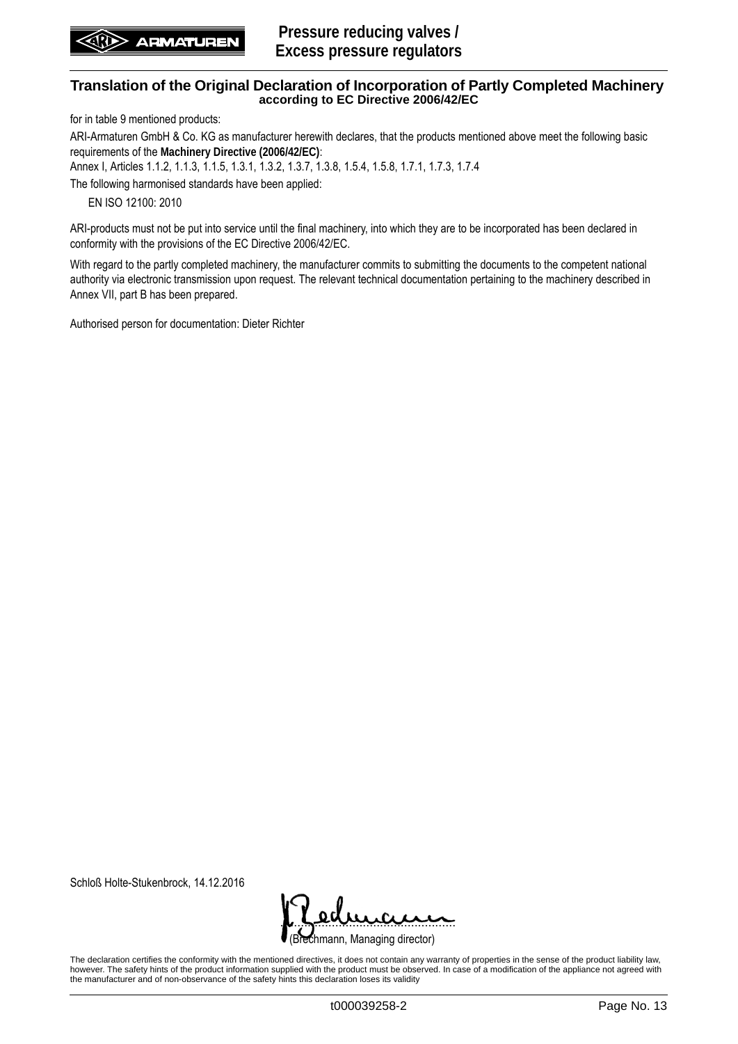## Translation of the Original Declaration of Incorporation of Partly Completed Machinery

**according to EC Directive 2006/42/EC**

for in table 9 mentioned products:

ARI-Armaturen GmbH & Co. KG as manufacturer herewith declares, that the products mentioned above meet the following basic requirements of the **Machinery Directive (2006/42/EC)**:

Annex I, Articles 1.1.2, 1.1.3, 1.1.5, 1.3.1, 1.3.2, 1.3.7, 1.3.8, 1.5.4, 1.5.8, 1.7.1, 1.7.3, 1.7.4

The following harmonised standards have been applied:

EN ISO 12100: 2010

ARI-products must not be put into service until the final machinery, into which they are to be incorporated has been declared in conformity with the provisions of the EC Directive 2006/42/EC.

With regard to the partly completed machinery, the manufacturer commits to submitting the documents to the competent national authority via electronic transmission upon request. The relevant technical documentation pertaining to the machinery described in Annex VII, part B has been prepared.

Authorised person for documentation: Dieter Richter

Schloß Holte-Stukenbrock, 14.12.2016

(Brechmann, Managing director)

The declaration certifies the conformity with the mentioned directives, it does not contain any warranty of properties in the sense of the product liability law, however. The safety hints of the product information supplied with the product must be observed. In case of a modification of the appliance not agreed with the manufacturer and of non-observance of the safety hints this declaration loses its validity

t000039258-2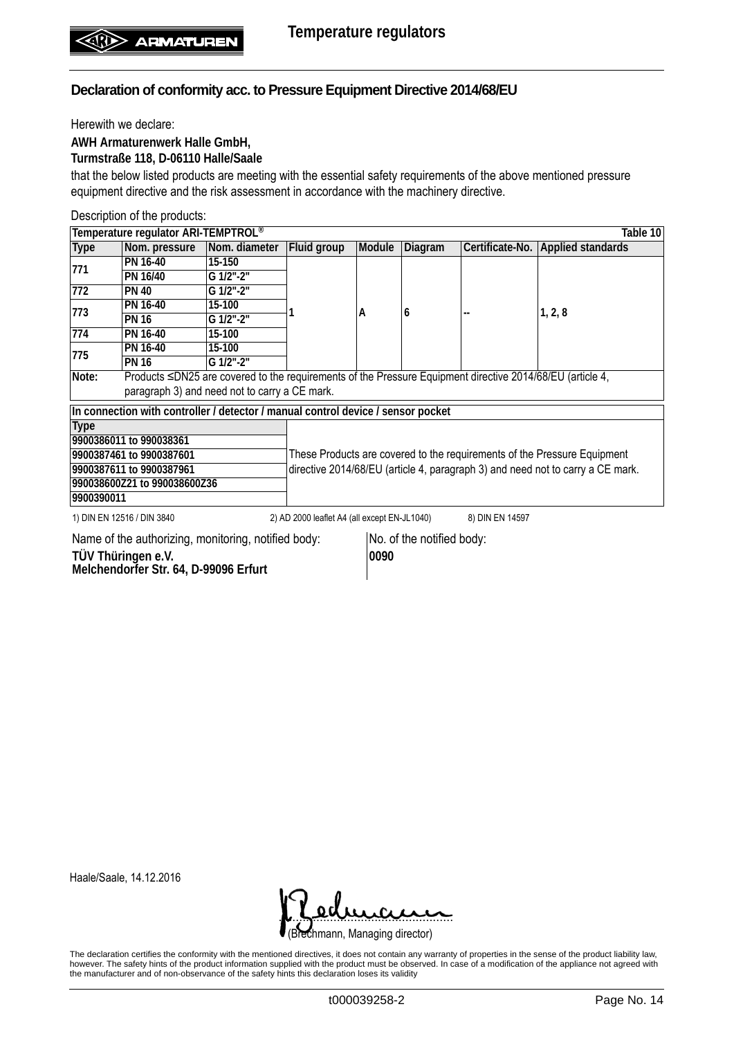## Declaration of conformity acc. to Pressure Equipment Directive 2014/68/EU

Herewith we declare:

**AWH Armaturenwerk Halle GmbH,**
**Turmstraße 118, D-06110 Halle/Saale**

that the below listed products are meeting with the essential safety requirements of the above mentioned pressure equipment directive and the risk assessment in accordance with the machinery directive.

Description of the products:

| Temperature regulator ARI-TEMPTROL® | | | | | | | Table 10 |
|---|---|---|---|---|---|---|---|
| **Type** | **Nom. pressure** | **Nom. diameter** | **Fluid group** | **Module** | **Diagram** | **Certificate-No.** | **Applied standards** |
| 771 | PN 16-40 | 15-150 | 1 | A | 6 | -- | 1, 2, 8 |
| | PN 16/40 | G 1/2"-2" | | | | | |
| 772 | PN 40 | G 1/2"-2" | | | | | |
| 773 | PN 16-40 | 15-100 | | | | | |
| | PN 16 | G 1/2"-2" | | | | | |
| 774 | PN 16-40 | 15-100 | | | | | |
| 775 | PN 16-40 | 15-100 | | | | | |
| | PN 16 | G 1/2"-2" | | | | | |
| Note: | Products ≤DN25 are covered to the requirements of the Pressure Equipment directive 2014/68/EU (article 4, paragraph 3) and need not to carry a CE mark. | | | | | | |

| In connection with controller / detector / manual control device / sensor pocket | |
|---|---|
| **Type** | |
| 9900386011 to 990038361 | These Products are covered to the requirements of the Pressure Equipment directive 2014/68/EU (article 4, paragraph 3) and need not to carry a CE mark. |
| 9900387461 to 9900387601 | |
| 9900387611 to 9900387961 | |
| 990038600Z21 to 990038600Z36 | |
| 9900390011 | |

1) DIN EN 12516 / DIN 3840 2) AD 2000 leaflet A4 (all except EN-JL1040) 8) DIN EN 14597

Name of the authorizing, monitoring, notified body:
**TÜV Thüringen e.V.**
**Melchendorfer Str. 64, D-99096 Erfurt**

No. of the notified body:
**0090**

Haale/Saale, 14.12.2016

(Brechmann, Managing director)

The declaration certifies the conformity with the mentioned directives, it does not contain any warranty of properties in the sense of the product liability law, however. The safety hints of the product information supplied with the product must be observed. In case of a modification of the appliance not agreed with the manufacturer and of non-observance of the safety hints this declaration loses its validity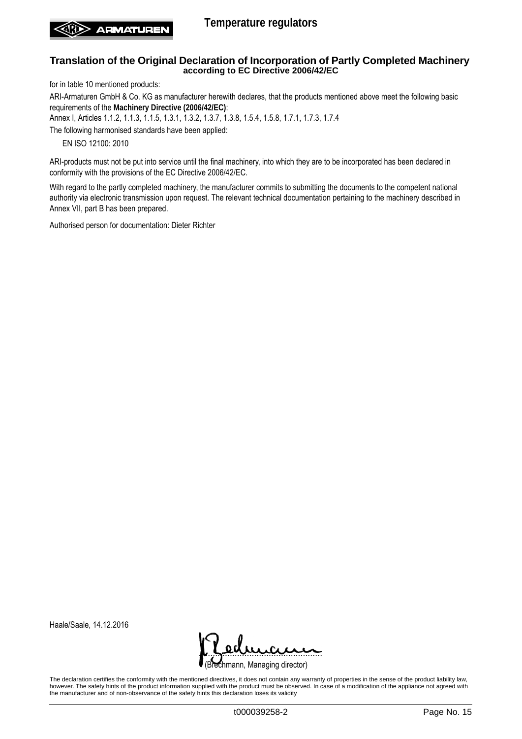# Translation of the Original Declaration of Incorporation of Partly Completed Machinery

**according to EC Directive 2006/42/EC**

for in table 10 mentioned products:

ARI-Armaturen GmbH & Co. KG as manufacturer herewith declares, that the products mentioned above meet the following basic requirements of the **Machinery Directive (2006/42/EC)**:

Annex I, Articles 1.1.2, 1.1.3, 1.1.5, 1.3.1, 1.3.2, 1.3.7, 1.3.8, 1.5.4, 1.5.8, 1.7.1, 1.7.3, 1.7.4

The following harmonised standards have been applied:

EN ISO 12100: 2010

ARI-products must not be put into service until the final machinery, into which they are to be incorporated has been declared in conformity with the provisions of the EC Directive 2006/42/EC.

With regard to the partly completed machinery, the manufacturer commits to submitting the documents to the competent national authority via electronic transmission upon request. The relevant technical documentation pertaining to the machinery described in Annex VII, part B has been prepared.

Authorised person for documentation: Dieter Richter

Haale/Saale, 14.12.2016

(Brechmann, Managing director)

The declaration certifies the conformity with the mentioned directives, it does not contain any warranty of properties in the sense of the product liability law, however. The safety hints of the product information supplied with the product must be observed. In case of a modification of the appliance not agreed with the manufacturer and of non-observance of the safety hints this declaration loses its validity

t000039258-2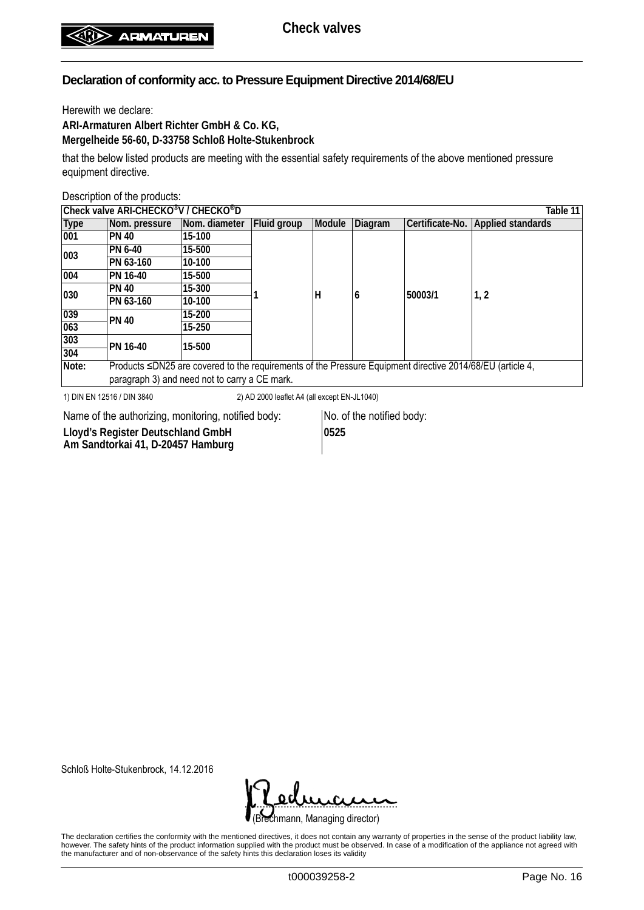## Declaration of conformity acc. to Pressure Equipment Directive 2014/68/EU

Herewith we declare:

**ARI-Armaturen Albert Richter GmbH & Co. KG,**
**Mergelheide 56-60, D-33758 Schloß Holte-Stukenbrock**

that the below listed products are meeting with the essential safety requirements of the above mentioned pressure equipment directive.

Description of the products:

| Check valve ARI-CHECKO®V / CHECKO®D | | | | | | | Table 11 |
|---|---|---|---|---|---|---|---|
| Type | Nom. pressure | Nom. diameter | Fluid group | Module | Diagram | Certificate-No. | Applied standards |
| 001 | PN 40 | 15-100 | 1 | H | 6 | 50003/1 | 1, 2 |
| 003 | PN 6-40 | 15-500 | | | | | |
| | PN 63-160 | 10-100 | | | | | |
| 004 | PN 16-40 | 15-500 | | | | | |
| 030 | PN 40 | 15-300 | | | | | |
| | PN 63-160 | 10-100 | | | | | |
| 039 | PN 40 | 15-200 | | | | | |
| 063 | | 15-250 | | | | | |
| 303 | PN 16-40 | 15-500 | | | | | |
| 304 | | | | | | | |
| Note: | Products ≤DN25 are covered to the requirements of the Pressure Equipment directive 2014/68/EU (article 4, paragraph 3) and need not to carry a CE mark. | | | | | | |

1) DIN EN 12516 / DIN 3840 2) AD 2000 leaflet A4 (all except EN-JL1040)

Name of the authorizing, monitoring, notified body:
**Lloyd's Register Deutschland GmbH**
**Am Sandtorkai 41, D-20457 Hamburg**

No. of the notified body:
**0525**

Schloß Holte-Stukenbrock, 14.12.2016

(Brechmann, Managing director)

The declaration certifies the conformity with the mentioned directives, it does not contain any warranty of properties in the sense of the product liability law, however. The safety hints of the product information supplied with the product must be observed. In case of a modification of the appliance not agreed with the manufacturer and of non-observance of the safety hints this declaration loses its validity

t000039258-2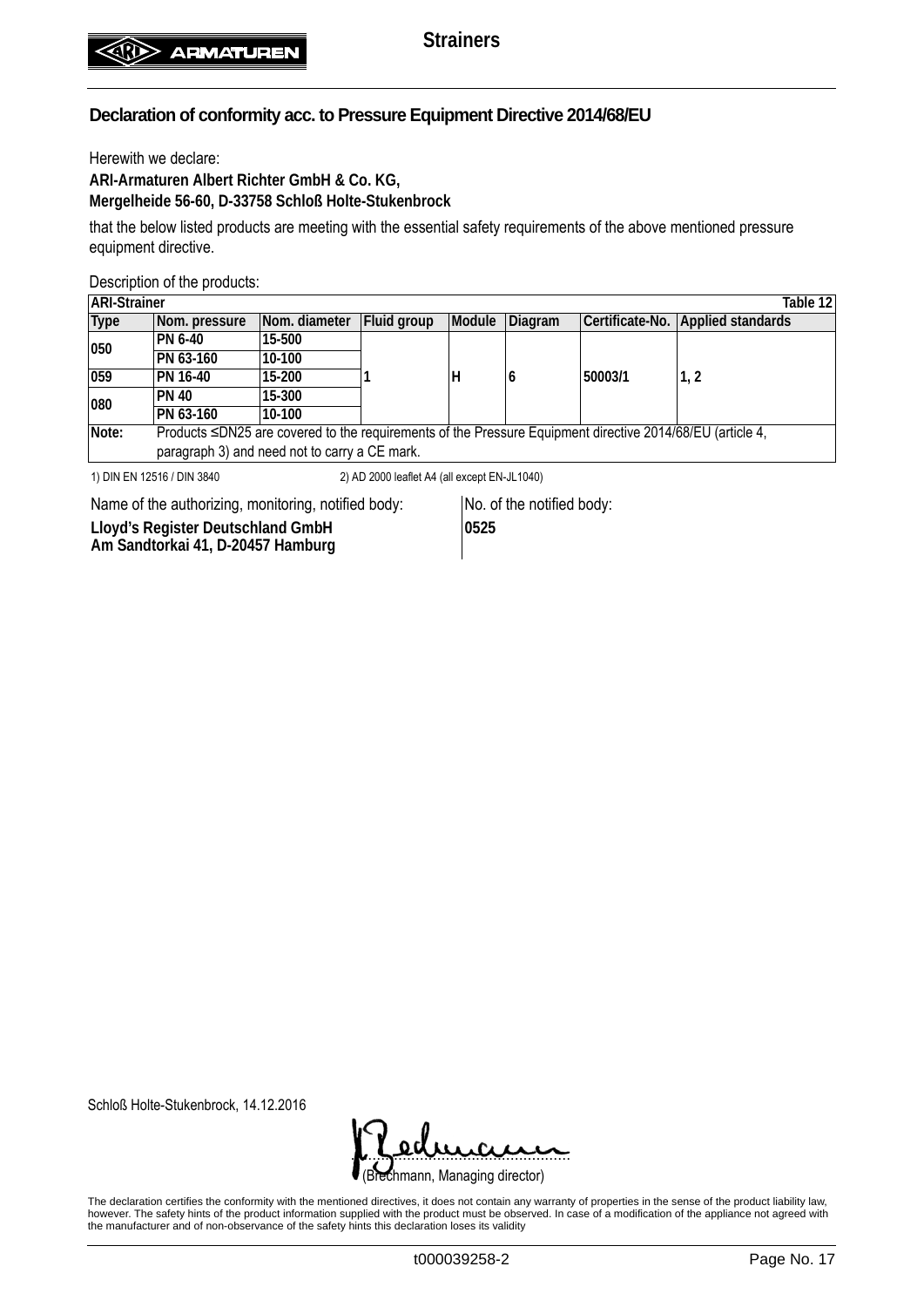## Declaration of conformity acc. to Pressure Equipment Directive 2014/68/EU

Herewith we declare:

**ARI-Armaturen Albert Richter GmbH & Co. KG,**
**Mergelheide 56-60, D-33758 Schloß Holte-Stukenbrock**

that the below listed products are meeting with the essential safety requirements of the above mentioned pressure equipment directive.

Description of the products:

**ARI-Strainer** — Table 12

| Type | Nom. pressure | Nom. diameter | Fluid group | Module | Diagram | Certificate-No. | Applied standards |
|---|---|---|---|---|---|---|---|
| 050 | PN 6-40 | 15-500 | 1 | H | 6 | 50003/1 | 1, 2 |
| | PN 63-160 | 10-100 | | | | | |
| 059 | PN 16-40 | 15-200 | | | | | |
| 080 | PN 40 | 15-300 | | | | | |
| | PN 63-160 | 10-100 | | | | | |
| Note: | Products ≤DN25 are covered to the requirements of the Pressure Equipment directive 2014/68/EU (article 4, paragraph 3) and need not to carry a CE mark. | | | | | | |

1) DIN EN 12516 / DIN 3840 2) AD 2000 leaflet A4 (all except EN-JL1040)

Name of the authorizing, monitoring, notified body:
**Lloyd's Register Deutschland GmbH**
**Am Sandtorkai 41, D-20457 Hamburg**

No. of the notified body:
**0525**

Schloß Holte-Stukenbrock, 14.12.2016

(Brechmann, Managing director)

The declaration certifies the conformity with the mentioned directives, it does not contain any warranty of properties in the sense of the product liability law, however. The safety hints of the product information supplied with the product must be observed. In case of a modification of the appliance not agreed with the manufacturer and of non-observance of the safety hints this declaration loses its validity

t000039258-2